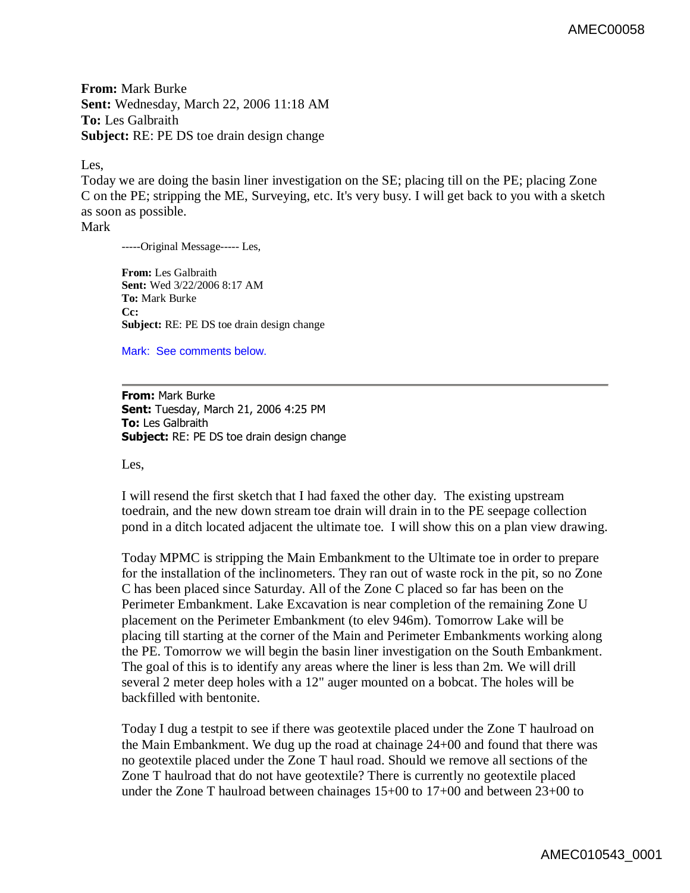**From:** Mark Burke
**Sent:** Wednesday, March 22, 2006 11:18 AM
**To:** Les Galbraith
**Subject:** RE: PE DS toe drain design change

Les,
Today we are doing the basin liner investigation on the SE; placing till on the PE; placing Zone C on the PE; stripping the ME, Surveying, etc. It's very busy. I will get back to you with a sketch as soon as possible.
Mark

> -----Original Message----- Les,
>
> **From:** Les Galbraith
> **Sent:** Wed 3/22/2006 8:17 AM
> **To:** Mark Burke
> **Cc:**
> **Subject:** RE: PE DS toe drain design change
>
> Mark: See comments below.
>
> ---
>
> **From:** Mark Burke
> **Sent:** Tuesday, March 21, 2006 4:25 PM
> **To:** Les Galbraith
> **Subject:** RE: PE DS toe drain design change
>
> Les,
>
> I will resend the first sketch that I had faxed the other day. The existing upstream toedrain, and the new down stream toe drain will drain in to the PE seepage collection pond in a ditch located adjacent the ultimate toe. I will show this on a plan view drawing.
>
> Today MPMC is stripping the Main Embankment to the Ultimate toe in order to prepare for the installation of the inclinometers. They ran out of waste rock in the pit, so no Zone C has been placed since Saturday. All of the Zone C placed so far has been on the Perimeter Embankment. Lake Excavation is near completion of the remaining Zone U placement on the Perimeter Embankment (to elev 946m). Tomorrow Lake will be placing till starting at the corner of the Main and Perimeter Embankments working along the PE. Tomorrow we will begin the basin liner investigation on the South Embankment. The goal of this is to identify any areas where the liner is less than 2m. We will drill several 2 meter deep holes with a 12" auger mounted on a bobcat. The holes will be backfilled with bentonite.
>
> Today I dug a testpit to see if there was geotextile placed under the Zone T haulroad on the Main Embankment. We dug up the road at chainage 24+00 and found that there was no geotextile placed under the Zone T haul road. Should we remove all sections of the Zone T haulroad that do not have geotextile? There is currently no geotextile placed under the Zone T haulroad between chainages 15+00 to 17+00 and between 23+00 to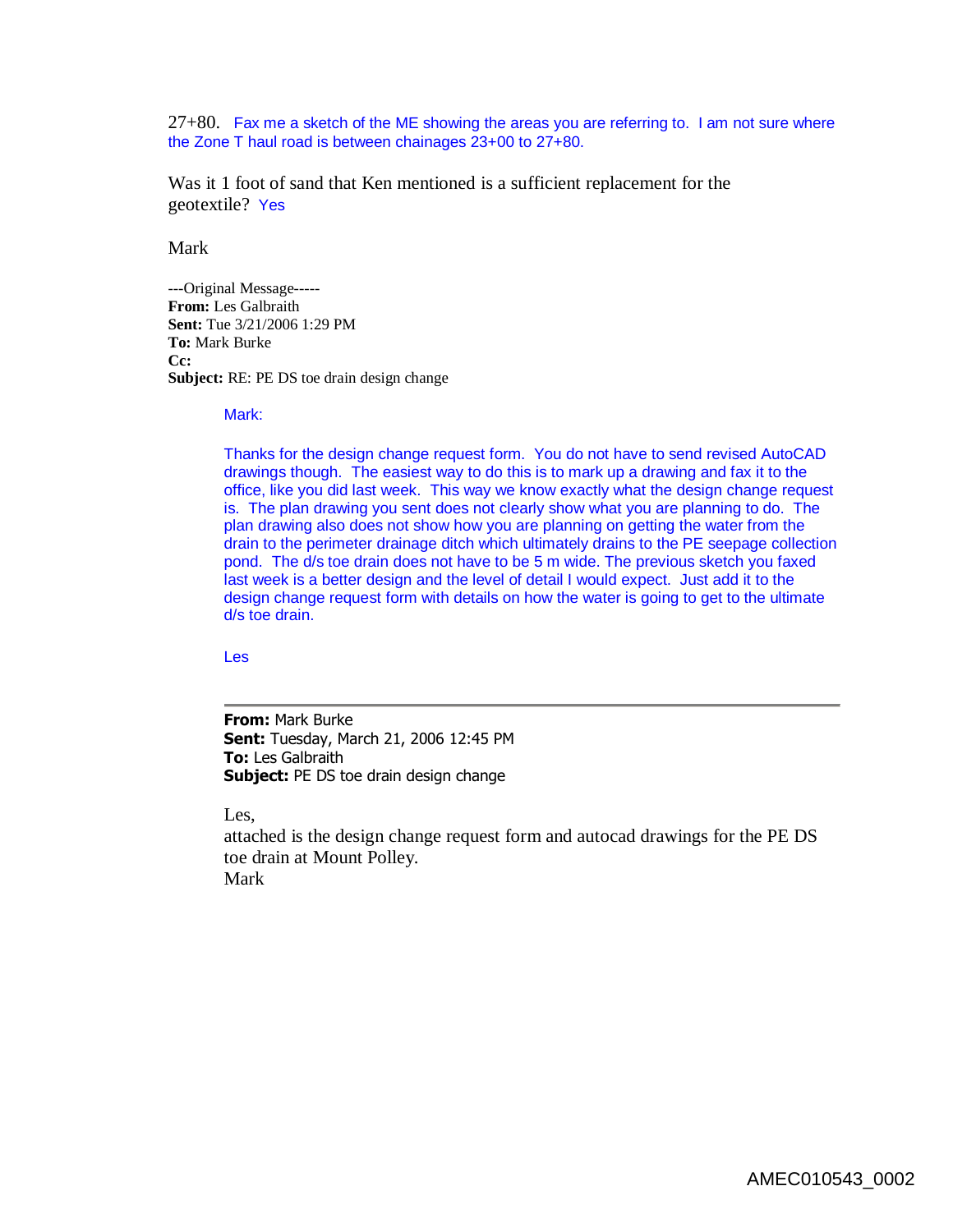27+80. Fax me a sketch of the ME showing the areas you are referring to. I am not sure where the Zone T haul road is between chainages 23+00 to 27+80.

Was it 1 foot of sand that Ken mentioned is a sufficient replacement for the geotextile? Yes

Mark

---Original Message-----
**From:** Les Galbraith
**Sent:** Tue 3/21/2006 1:29 PM
**To:** Mark Burke
**Cc:**
**Subject:** RE: PE DS toe drain design change

Mark:

Thanks for the design change request form. You do not have to send revised AutoCAD drawings though. The easiest way to do this is to mark up a drawing and fax it to the office, like you did last week. This way we know exactly what the design change request is. The plan drawing you sent does not clearly show what you are planning to do. The plan drawing also does not show how you are planning on getting the water from the drain to the perimeter drainage ditch which ultimately drains to the PE seepage collection pond. The d/s toe drain does not have to be 5 m wide. The previous sketch you faxed last week is a better design and the level of detail I would expect. Just add it to the design change request form with details on how the water is going to get to the ultimate d/s toe drain.

Les

---

**From:** Mark Burke
**Sent:** Tuesday, March 21, 2006 12:45 PM
**To:** Les Galbraith
**Subject:** PE DS toe drain design change

Les,
attached is the design change request form and autocad drawings for the PE DS toe drain at Mount Polley.
Mark